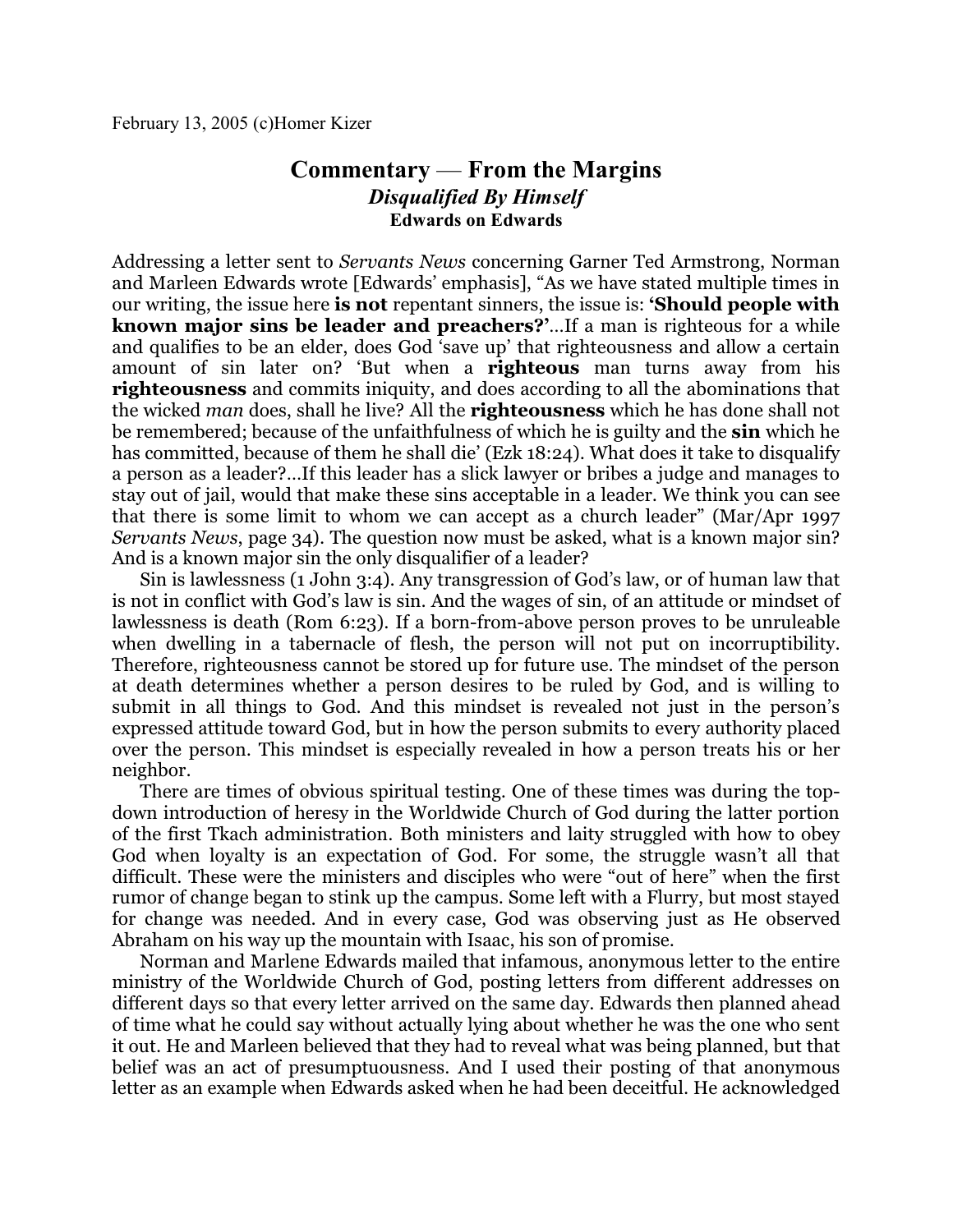February 13, 2005 (c)Homer Kizer

# Commentary — From the Margins
## *Disqualified By Himself*
### Edwards on Edwards

Addressing a letter sent to *Servants News* concerning Garner Ted Armstrong, Norman and Marleen Edwards wrote [Edwards' emphasis], "As we have stated multiple times in our writing, the issue here **is not** repentant sinners, the issue is: **'Should people with known major sins be leader and preachers?'**...If a man is righteous for a while and qualifies to be an elder, does God 'save up' that righteousness and allow a certain amount of sin later on? 'But when a **righteous** man turns away from his **righteousness** and commits iniquity, and does according to all the abominations that the wicked *man* does, shall he live? All the **righteousness** which he has done shall not be remembered; because of the unfaithfulness of which he is guilty and the **sin** which he has committed, because of them he shall die' (Ezk 18:24). What does it take to disqualify a person as a leader?...If this leader has a slick lawyer or bribes a judge and manages to stay out of jail, would that make these sins acceptable in a leader. We think you can see that there is some limit to whom we can accept as a church leader" (Mar/Apr 1997 *Servants News*, page 34). The question now must be asked, what is a known major sin? And is a known major sin the only disqualifier of a leader?

Sin is lawlessness (1 John 3:4). Any transgression of God's law, or of human law that is not in conflict with God's law is sin. And the wages of sin, of an attitude or mindset of lawlessness is death (Rom 6:23). If a born-from-above person proves to be unruleable when dwelling in a tabernacle of flesh, the person will not put on incorruptibility. Therefore, righteousness cannot be stored up for future use. The mindset of the person at death determines whether a person desires to be ruled by God, and is willing to submit in all things to God. And this mindset is revealed not just in the person's expressed attitude toward God, but in how the person submits to every authority placed over the person. This mindset is especially revealed in how a person treats his or her neighbor.

There are times of obvious spiritual testing. One of these times was during the top-down introduction of heresy in the Worldwide Church of God during the latter portion of the first Tkach administration. Both ministers and laity struggled with how to obey God when loyalty is an expectation of God. For some, the struggle wasn't all that difficult. These were the ministers and disciples who were "out of here" when the first rumor of change began to stink up the campus. Some left with a Flurry, but most stayed for change was needed. And in every case, God was observing just as He observed Abraham on his way up the mountain with Isaac, his son of promise.

Norman and Marlene Edwards mailed that infamous, anonymous letter to the entire ministry of the Worldwide Church of God, posting letters from different addresses on different days so that every letter arrived on the same day. Edwards then planned ahead of time what he could say without actually lying about whether he was the one who sent it out. He and Marleen believed that they had to reveal what was being planned, but that belief was an act of presumptuousness. And I used their posting of that anonymous letter as an example when Edwards asked when he had been deceitful. He acknowledged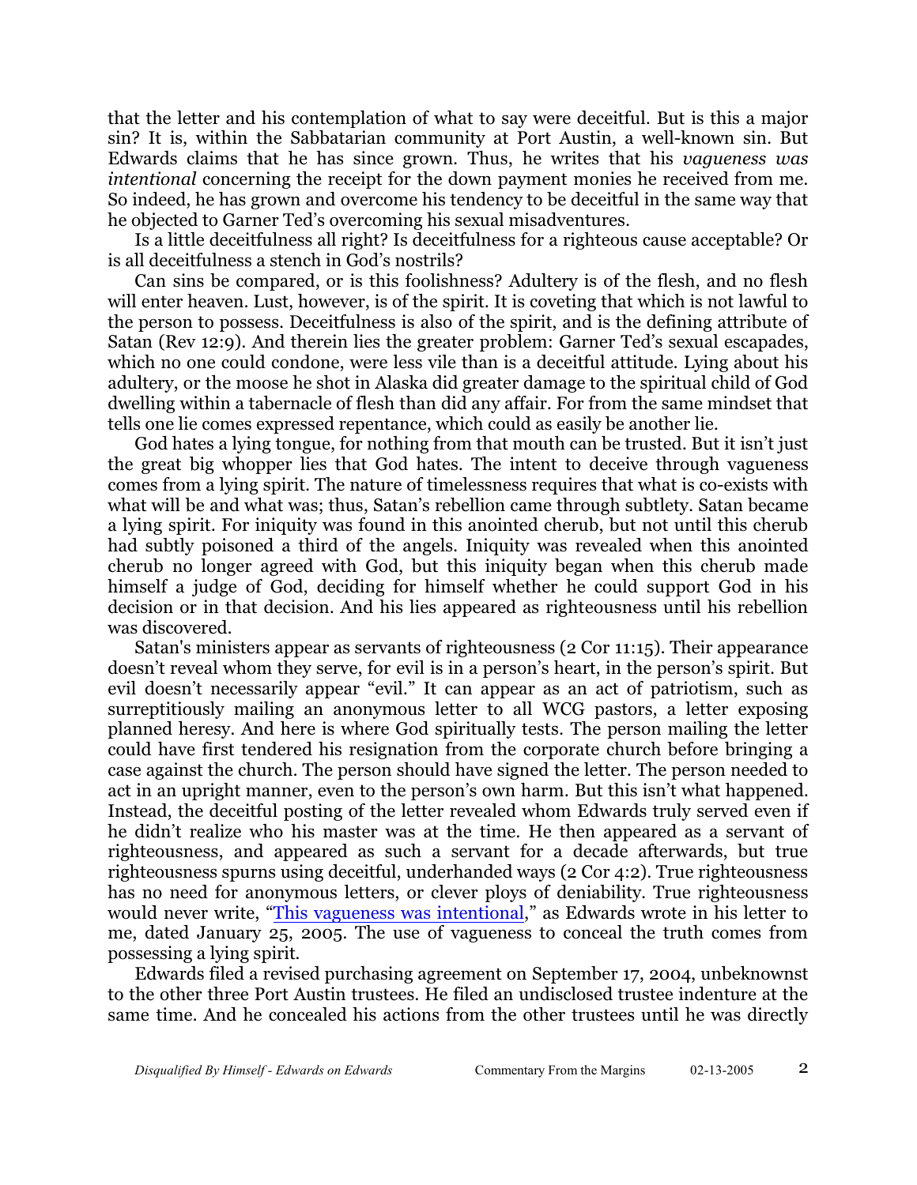that the letter and his contemplation of what to say were deceitful. But is this a major sin? It is, within the Sabbatarian community at Port Austin, a well-known sin. But Edwards claims that he has since grown. Thus, he writes that his *vagueness was intentional* concerning the receipt for the down payment monies he received from me. So indeed, he has grown and overcome his tendency to be deceitful in the same way that he objected to Garner Ted's overcoming his sexual misadventures.

Is a little deceitfulness all right? Is deceitfulness for a righteous cause acceptable? Or is all deceitfulness a stench in God's nostrils?

Can sins be compared, or is this foolishness? Adultery is of the flesh, and no flesh will enter heaven. Lust, however, is of the spirit. It is coveting that which is not lawful to the person to possess. Deceitfulness is also of the spirit, and is the defining attribute of Satan (Rev 12:9). And therein lies the greater problem: Garner Ted's sexual escapades, which no one could condone, were less vile than is a deceitful attitude. Lying about his adultery, or the moose he shot in Alaska did greater damage to the spiritual child of God dwelling within a tabernacle of flesh than did any affair. For from the same mindset that tells one lie comes expressed repentance, which could as easily be another lie.

God hates a lying tongue, for nothing from that mouth can be trusted. But it isn't just the great big whopper lies that God hates. The intent to deceive through vagueness comes from a lying spirit. The nature of timelessness requires that what is co-exists with what will be and what was; thus, Satan's rebellion came through subtlety. Satan became a lying spirit. For iniquity was found in this anointed cherub, but not until this cherub had subtly poisoned a third of the angels. Iniquity was revealed when this anointed cherub no longer agreed with God, but this iniquity began when this cherub made himself a judge of God, deciding for himself whether he could support God in his decision or in that decision. And his lies appeared as righteousness until his rebellion was discovered.

Satan's ministers appear as servants of righteousness (2 Cor 11:15). Their appearance doesn't reveal whom they serve, for evil is in a person's heart, in the person's spirit. But evil doesn't necessarily appear "evil." It can appear as an act of patriotism, such as surreptitiously mailing an anonymous letter to all WCG pastors, a letter exposing planned heresy. And here is where God spiritually tests. The person mailing the letter could have first tendered his resignation from the corporate church before bringing a case against the church. The person should have signed the letter. The person needed to act in an upright manner, even to the person's own harm. But this isn't what happened. Instead, the deceitful posting of the letter revealed whom Edwards truly served even if he didn't realize who his master was at the time. He then appeared as a servant of righteousness, and appeared as such a servant for a decade afterwards, but true righteousness spurns using deceitful, underhanded ways (2 Cor 4:2). True righteousness has no need for anonymous letters, or clever ploys of deniability. True righteousness would never write, "This vagueness was intentional," as Edwards wrote in his letter to me, dated January 25, 2005. The use of vagueness to conceal the truth comes from possessing a lying spirit.

Edwards filed a revised purchasing agreement on September 17, 2004, unbeknownst to the other three Port Austin trustees. He filed an undisclosed trustee indenture at the same time. And he concealed his actions from the other trustees until he was directly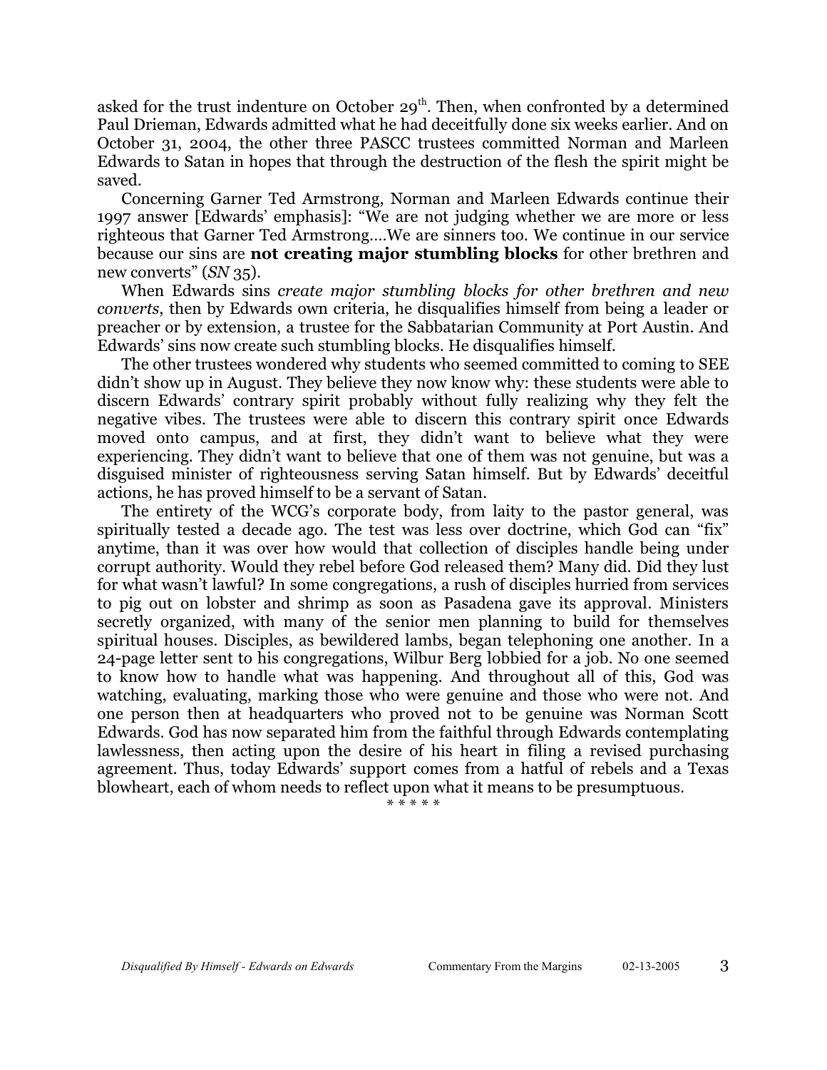asked for the trust indenture on October 29th. Then, when confronted by a determined Paul Drieman, Edwards admitted what he had deceitfully done six weeks earlier. And on October 31, 2004, the other three PASCC trustees committed Norman and Marleen Edwards to Satan in hopes that through the destruction of the flesh the spirit might be saved.

Concerning Garner Ted Armstrong, Norman and Marleen Edwards continue their 1997 answer [Edwards' emphasis]: "We are not judging whether we are more or less righteous that Garner Ted Armstrong....We are sinners too. We continue in our service because our sins are **not creating major stumbling blocks** for other brethren and new converts" (*SN* 35).

When Edwards sins *create major stumbling blocks for other brethren and new converts*, then by Edwards own criteria, he disqualifies himself from being a leader or preacher or by extension, a trustee for the Sabbatarian Community at Port Austin. And Edwards' sins now create such stumbling blocks. He disqualifies himself.

The other trustees wondered why students who seemed committed to coming to SEE didn't show up in August. They believe they now know why: these students were able to discern Edwards' contrary spirit probably without fully realizing why they felt the negative vibes. The trustees were able to discern this contrary spirit once Edwards moved onto campus, and at first, they didn't want to believe what they were experiencing. They didn't want to believe that one of them was not genuine, but was a disguised minister of righteousness serving Satan himself. But by Edwards' deceitful actions, he has proved himself to be a servant of Satan.

The entirety of the WCG's corporate body, from laity to the pastor general, was spiritually tested a decade ago. The test was less over doctrine, which God can "fix" anytime, than it was over how would that collection of disciples handle being under corrupt authority. Would they rebel before God released them? Many did. Did they lust for what wasn't lawful? In some congregations, a rush of disciples hurried from services to pig out on lobster and shrimp as soon as Pasadena gave its approval. Ministers secretly organized, with many of the senior men planning to build for themselves spiritual houses. Disciples, as bewildered lambs, began telephoning one another. In a 24-page letter sent to his congregations, Wilbur Berg lobbied for a job. No one seemed to know how to handle what was happening. And throughout all of this, God was watching, evaluating, marking those who were genuine and those who were not. And one person then at headquarters who proved not to be genuine was Norman Scott Edwards. God has now separated him from the faithful through Edwards contemplating lawlessness, then acting upon the desire of his heart in filing a revised purchasing agreement. Thus, today Edwards' support comes from a hatful of rebels and a Texas blowheart, each of whom needs to reflect upon what it means to be presumptuous.

\* \* \* \* \*